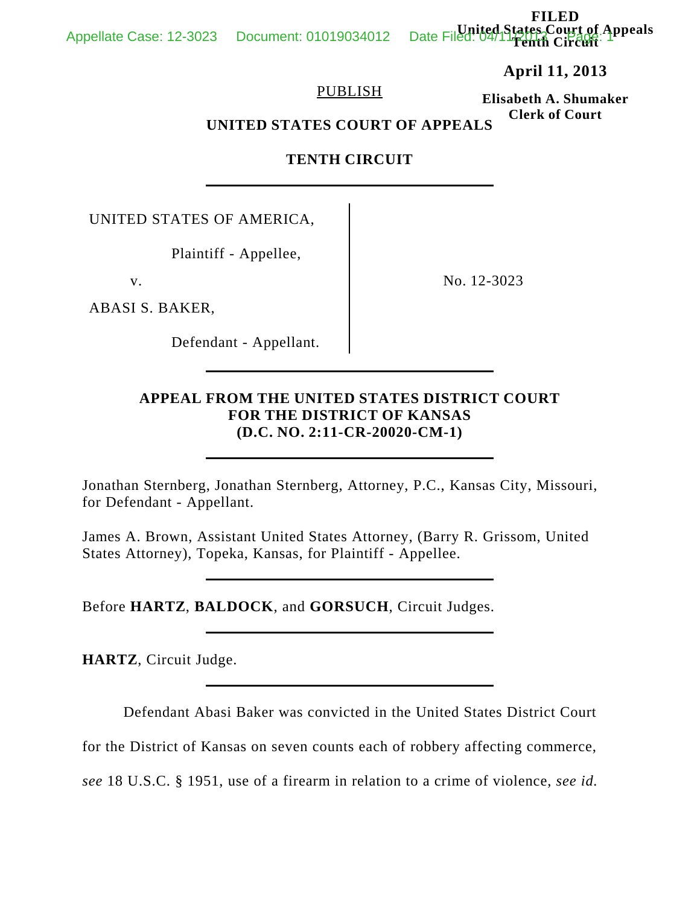FILED
United States Court of Appeals
Tenth Circuit

**April 11, 2013**

**Elisabeth A. Shumaker**
**Clerk of Court**

PUBLISH

**UNITED STATES COURT OF APPEALS**

**TENTH CIRCUIT**

UNITED STATES OF AMERICA,

Plaintiff - Appellee,

v.

ABASI S. BAKER,

Defendant - Appellant.

No. 12-3023

**APPEAL FROM THE UNITED STATES DISTRICT COURT FOR THE DISTRICT OF KANSAS (D.C. NO. 2:11-CR-20020-CM-1)**

Jonathan Sternberg, Jonathan Sternberg, Attorney, P.C., Kansas City, Missouri, for Defendant - Appellant.

James A. Brown, Assistant United States Attorney, (Barry R. Grissom, United States Attorney), Topeka, Kansas, for Plaintiff - Appellee.

Before **HARTZ**, **BALDOCK**, and **GORSUCH**, Circuit Judges.

**HARTZ**, Circuit Judge.

Defendant Abasi Baker was convicted in the United States District Court for the District of Kansas on seven counts each of robbery affecting commerce, *see* 18 U.S.C. § 1951, use of a firearm in relation to a crime of violence, *see id.*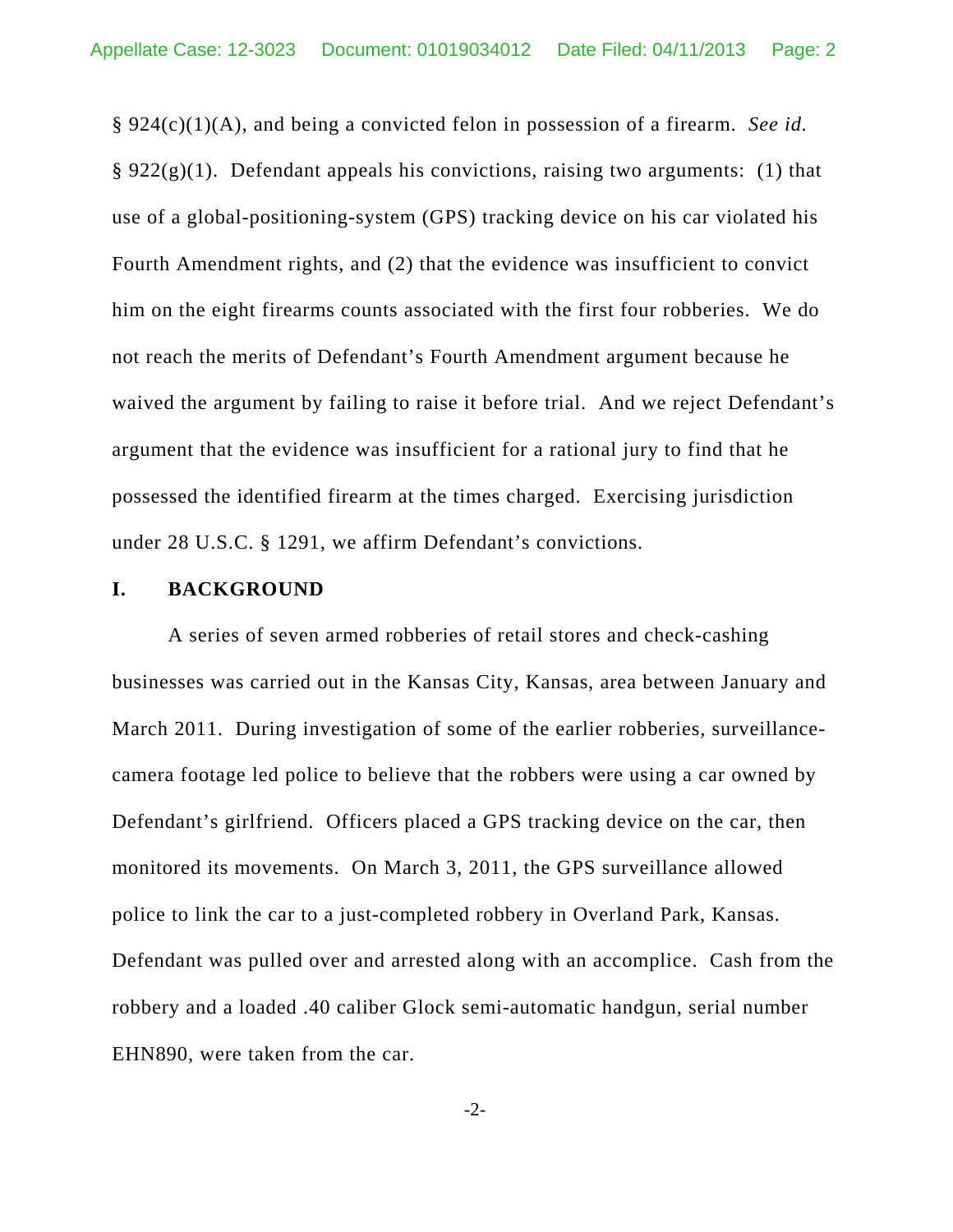§ 924(c)(1)(A), and being a convicted felon in possession of a firearm. *See id.* § 922(g)(1). Defendant appeals his convictions, raising two arguments: (1) that use of a global-positioning-system (GPS) tracking device on his car violated his Fourth Amendment rights, and (2) that the evidence was insufficient to convict him on the eight firearms counts associated with the first four robberies. We do not reach the merits of Defendant's Fourth Amendment argument because he waived the argument by failing to raise it before trial. And we reject Defendant's argument that the evidence was insufficient for a rational jury to find that he possessed the identified firearm at the times charged. Exercising jurisdiction under 28 U.S.C. § 1291, we affirm Defendant's convictions.

## I. BACKGROUND

A series of seven armed robberies of retail stores and check-cashing businesses was carried out in the Kansas City, Kansas, area between January and March 2011. During investigation of some of the earlier robberies, surveillance-camera footage led police to believe that the robbers were using a car owned by Defendant's girlfriend. Officers placed a GPS tracking device on the car, then monitored its movements. On March 3, 2011, the GPS surveillance allowed police to link the car to a just-completed robbery in Overland Park, Kansas. Defendant was pulled over and arrested along with an accomplice. Cash from the robbery and a loaded .40 caliber Glock semi-automatic handgun, serial number EHN890, were taken from the car.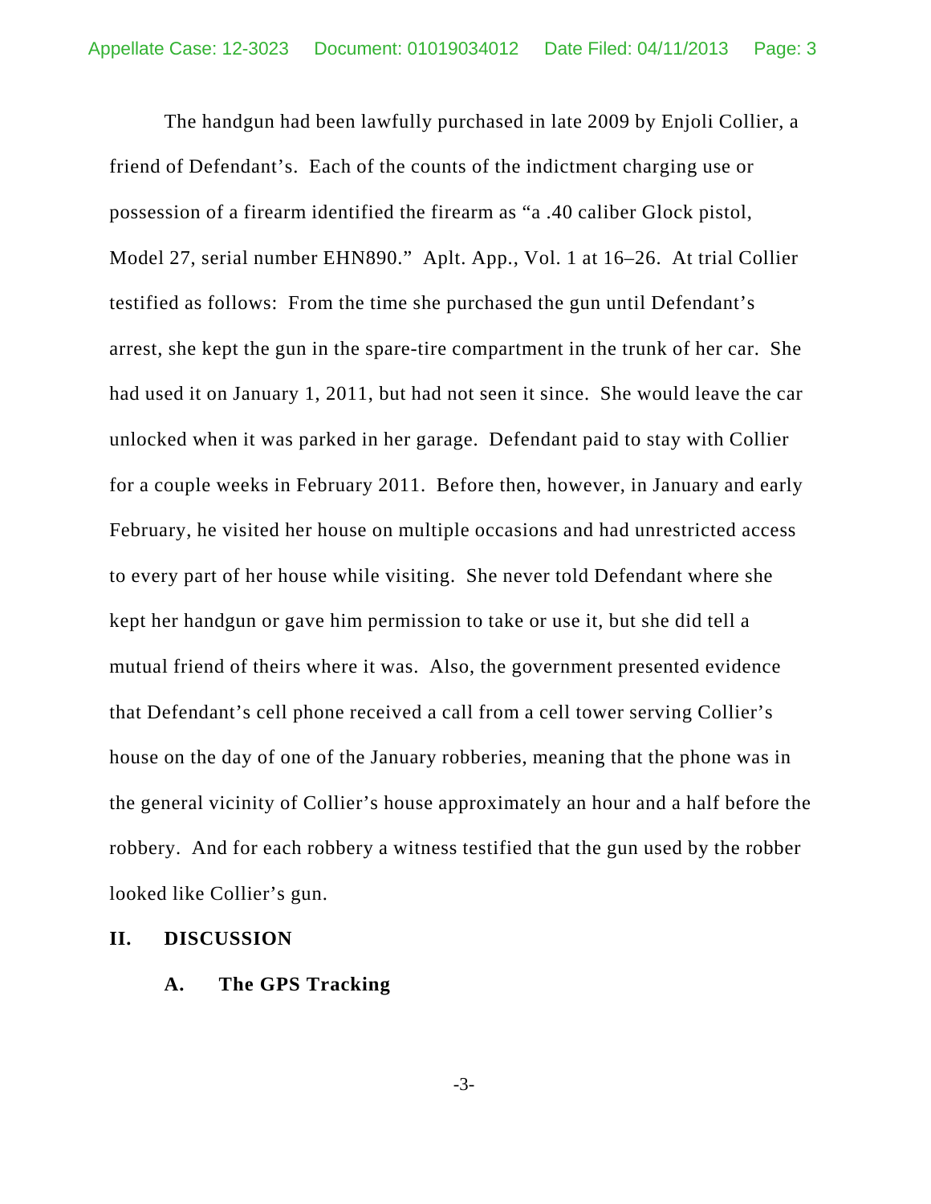The handgun had been lawfully purchased in late 2009 by Enjoli Collier, a friend of Defendant's. Each of the counts of the indictment charging use or possession of a firearm identified the firearm as "a .40 caliber Glock pistol, Model 27, serial number EHN890." Aplt. App., Vol. 1 at 16–26. At trial Collier testified as follows: From the time she purchased the gun until Defendant's arrest, she kept the gun in the spare-tire compartment in the trunk of her car. She had used it on January 1, 2011, but had not seen it since. She would leave the car unlocked when it was parked in her garage. Defendant paid to stay with Collier for a couple weeks in February 2011. Before then, however, in January and early February, he visited her house on multiple occasions and had unrestricted access to every part of her house while visiting. She never told Defendant where she kept her handgun or gave him permission to take or use it, but she did tell a mutual friend of theirs where it was. Also, the government presented evidence that Defendant's cell phone received a call from a cell tower serving Collier's house on the day of one of the January robberies, meaning that the phone was in the general vicinity of Collier's house approximately an hour and a half before the robbery. And for each robbery a witness testified that the gun used by the robber looked like Collier's gun.

## II. DISCUSSION

### A. The GPS Tracking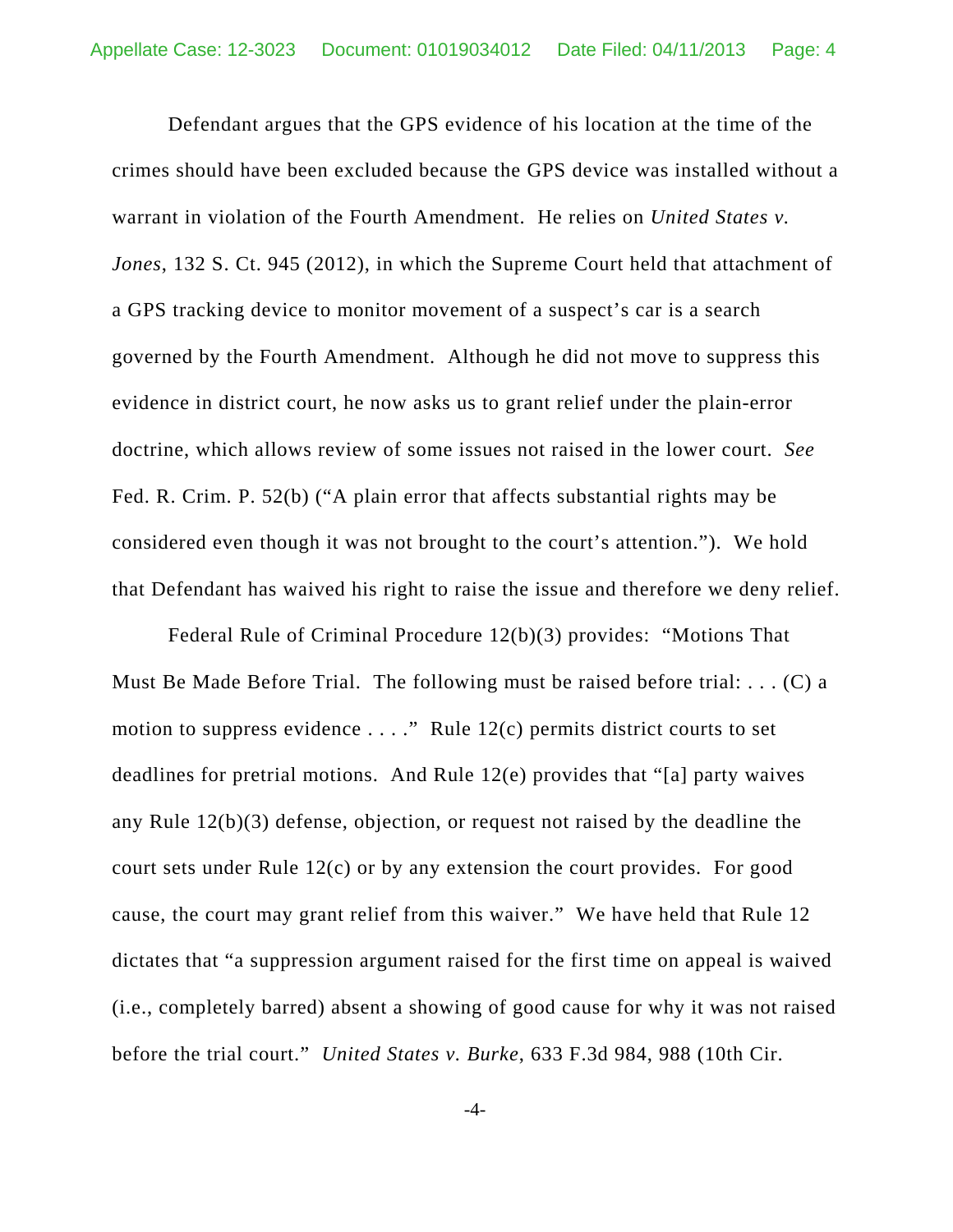Defendant argues that the GPS evidence of his location at the time of the crimes should have been excluded because the GPS device was installed without a warrant in violation of the Fourth Amendment. He relies on *United States v. Jones*, 132 S. Ct. 945 (2012), in which the Supreme Court held that attachment of a GPS tracking device to monitor movement of a suspect's car is a search governed by the Fourth Amendment. Although he did not move to suppress this evidence in district court, he now asks us to grant relief under the plain-error doctrine, which allows review of some issues not raised in the lower court. *See* Fed. R. Crim. P. 52(b) ("A plain error that affects substantial rights may be considered even though it was not brought to the court's attention."). We hold that Defendant has waived his right to raise the issue and therefore we deny relief.

Federal Rule of Criminal Procedure 12(b)(3) provides: "Motions That Must Be Made Before Trial. The following must be raised before trial: . . . (C) a motion to suppress evidence . . . ." Rule 12(c) permits district courts to set deadlines for pretrial motions. And Rule 12(e) provides that "[a] party waives any Rule 12(b)(3) defense, objection, or request not raised by the deadline the court sets under Rule 12(c) or by any extension the court provides. For good cause, the court may grant relief from this waiver." We have held that Rule 12 dictates that "a suppression argument raised for the first time on appeal is waived (i.e., completely barred) absent a showing of good cause for why it was not raised before the trial court." *United States v. Burke*, 633 F.3d 984, 988 (10th Cir.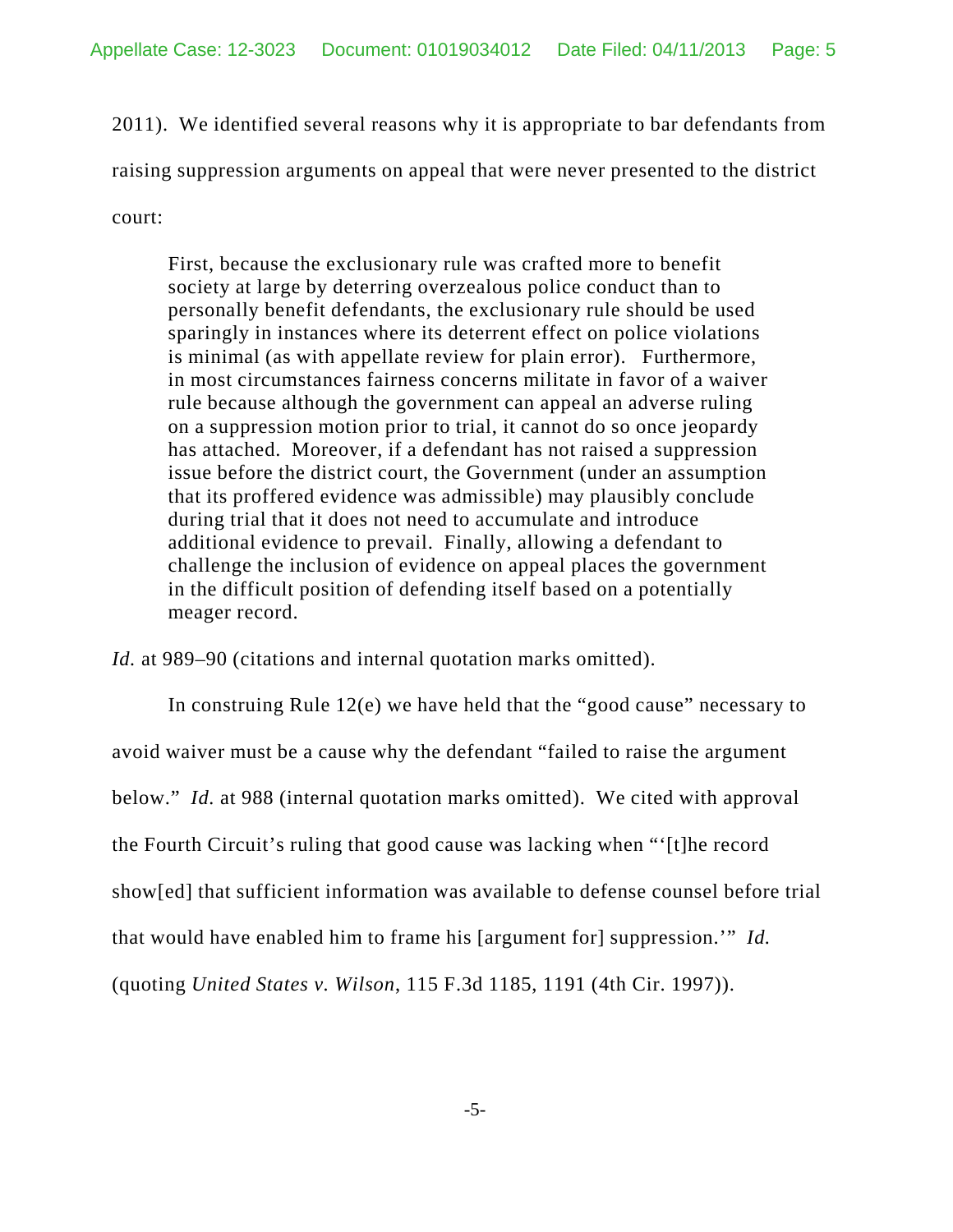2011). We identified several reasons why it is appropriate to bar defendants from raising suppression arguments on appeal that were never presented to the district court:

> First, because the exclusionary rule was crafted more to benefit society at large by deterring overzealous police conduct than to personally benefit defendants, the exclusionary rule should be used sparingly in instances where its deterrent effect on police violations is minimal (as with appellate review for plain error). Furthermore, in most circumstances fairness concerns militate in favor of a waiver rule because although the government can appeal an adverse ruling on a suppression motion prior to trial, it cannot do so once jeopardy has attached. Moreover, if a defendant has not raised a suppression issue before the district court, the Government (under an assumption that its proffered evidence was admissible) may plausibly conclude during trial that it does not need to accumulate and introduce additional evidence to prevail. Finally, allowing a defendant to challenge the inclusion of evidence on appeal places the government in the difficult position of defending itself based on a potentially meager record.

*Id.* at 989–90 (citations and internal quotation marks omitted).

In construing Rule 12(e) we have held that the "good cause" necessary to avoid waiver must be a cause why the defendant "failed to raise the argument below." *Id.* at 988 (internal quotation marks omitted). We cited with approval the Fourth Circuit's ruling that good cause was lacking when "'[t]he record show[ed] that sufficient information was available to defense counsel before trial that would have enabled him to frame his [argument for] suppression.'" *Id.* (quoting *United States v. Wilson*, 115 F.3d 1185, 1191 (4th Cir. 1997)).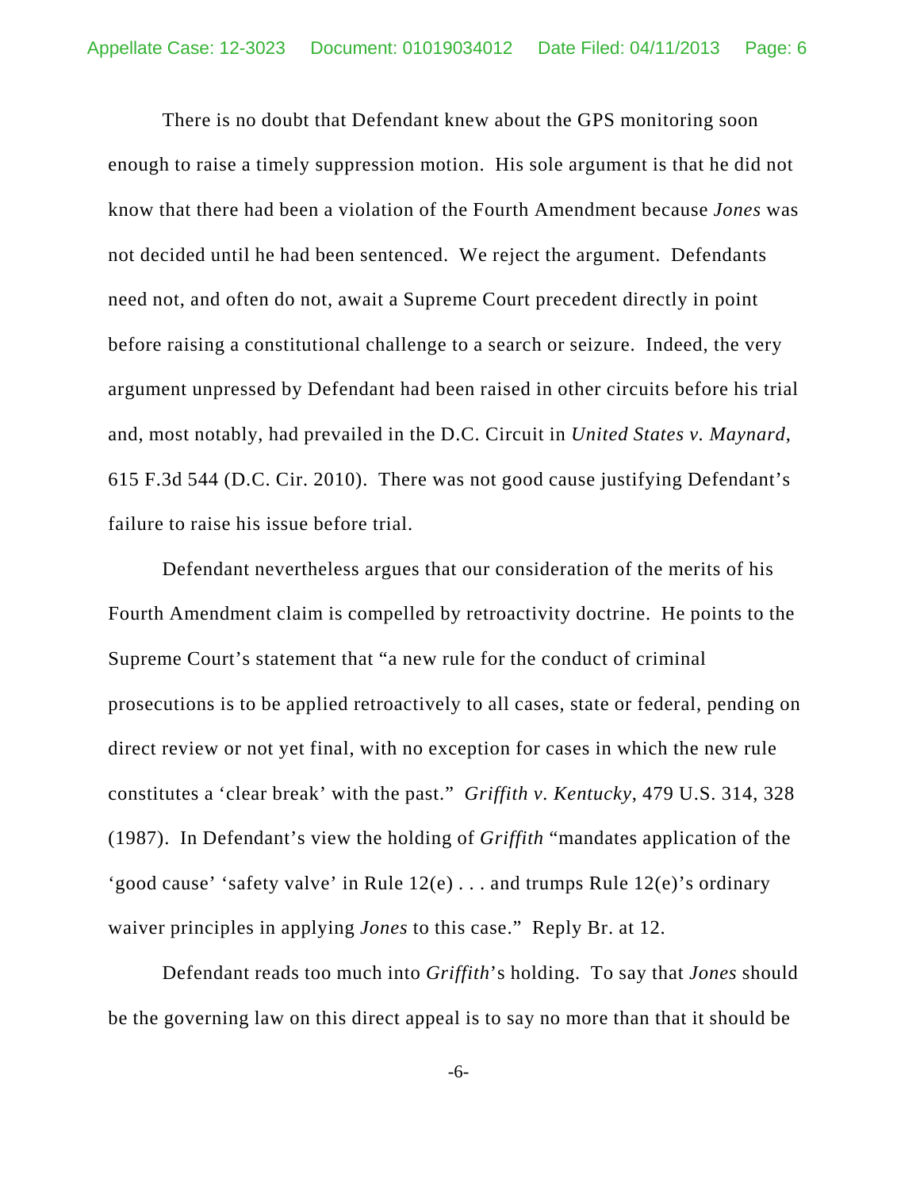There is no doubt that Defendant knew about the GPS monitoring soon enough to raise a timely suppression motion. His sole argument is that he did not know that there had been a violation of the Fourth Amendment because *Jones* was not decided until he had been sentenced. We reject the argument. Defendants need not, and often do not, await a Supreme Court precedent directly in point before raising a constitutional challenge to a search or seizure. Indeed, the very argument unpressed by Defendant had been raised in other circuits before his trial and, most notably, had prevailed in the D.C. Circuit in *United States v. Maynard*, 615 F.3d 544 (D.C. Cir. 2010). There was not good cause justifying Defendant's failure to raise his issue before trial.

Defendant nevertheless argues that our consideration of the merits of his Fourth Amendment claim is compelled by retroactivity doctrine. He points to the Supreme Court's statement that "a new rule for the conduct of criminal prosecutions is to be applied retroactively to all cases, state or federal, pending on direct review or not yet final, with no exception for cases in which the new rule constitutes a 'clear break' with the past." *Griffith v. Kentucky*, 479 U.S. 314, 328 (1987). In Defendant's view the holding of *Griffith* "mandates application of the 'good cause' 'safety valve' in Rule 12(e) . . . and trumps Rule 12(e)'s ordinary waiver principles in applying *Jones* to this case." Reply Br. at 12.

Defendant reads too much into *Griffith*'s holding. To say that *Jones* should be the governing law on this direct appeal is to say no more than that it should be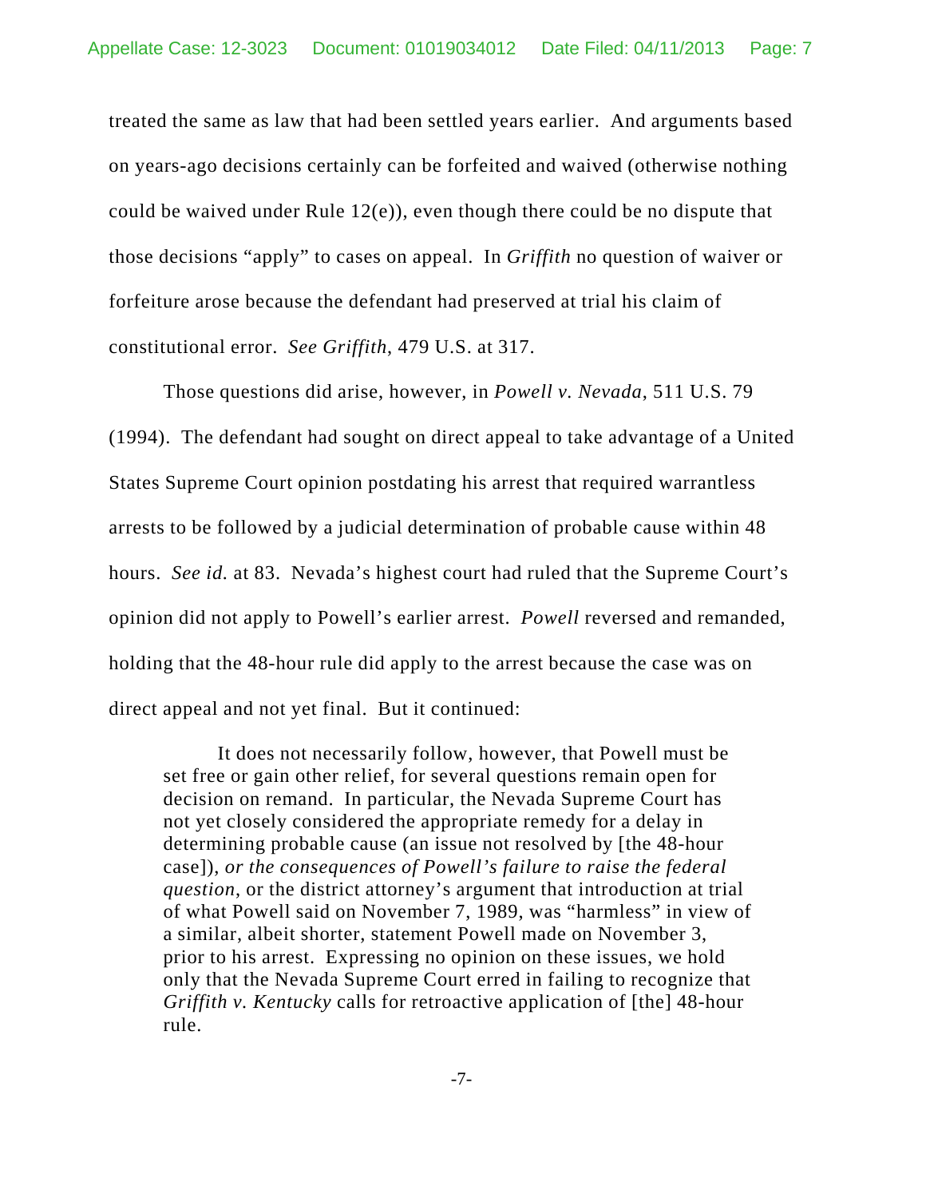treated the same as law that had been settled years earlier. And arguments based on years-ago decisions certainly can be forfeited and waived (otherwise nothing could be waived under Rule 12(e)), even though there could be no dispute that those decisions "apply" to cases on appeal. In *Griffith* no question of waiver or forfeiture arose because the defendant had preserved at trial his claim of constitutional error. *See Griffith*, 479 U.S. at 317.

Those questions did arise, however, in *Powell v. Nevada*, 511 U.S. 79 (1994). The defendant had sought on direct appeal to take advantage of a United States Supreme Court opinion postdating his arrest that required warrantless arrests to be followed by a judicial determination of probable cause within 48 hours. *See id.* at 83. Nevada's highest court had ruled that the Supreme Court's opinion did not apply to Powell's earlier arrest. *Powell* reversed and remanded, holding that the 48-hour rule did apply to the arrest because the case was on direct appeal and not yet final. But it continued:

> It does not necessarily follow, however, that Powell must be set free or gain other relief, for several questions remain open for decision on remand. In particular, the Nevada Supreme Court has not yet closely considered the appropriate remedy for a delay in determining probable cause (an issue not resolved by [the 48-hour case]), *or the consequences of Powell's failure to raise the federal question*, or the district attorney's argument that introduction at trial of what Powell said on November 7, 1989, was "harmless" in view of a similar, albeit shorter, statement Powell made on November 3, prior to his arrest. Expressing no opinion on these issues, we hold only that the Nevada Supreme Court erred in failing to recognize that *Griffith v. Kentucky* calls for retroactive application of [the] 48-hour rule.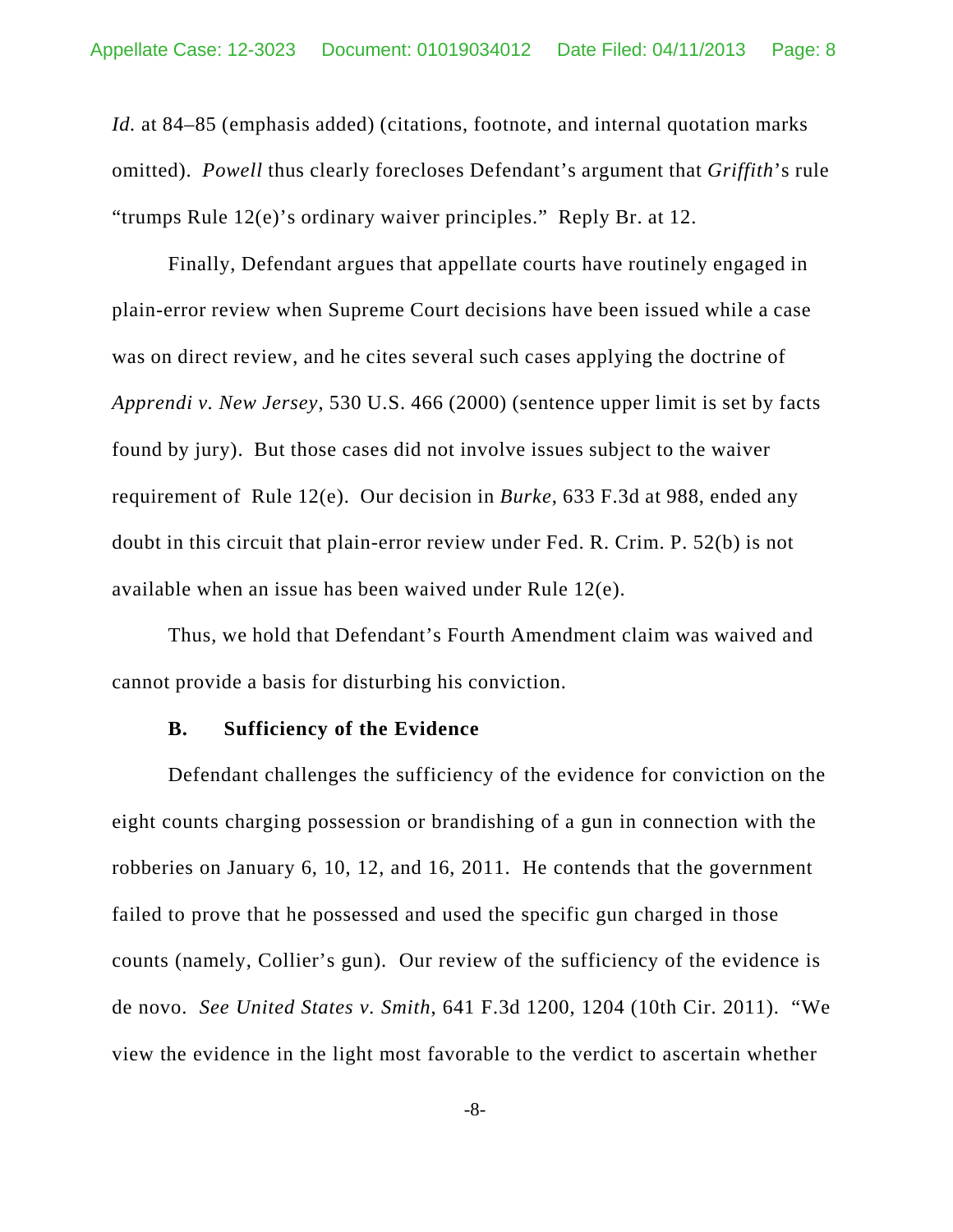*Id.* at 84–85 (emphasis added) (citations, footnote, and internal quotation marks omitted). *Powell* thus clearly forecloses Defendant's argument that *Griffith*'s rule "trumps Rule 12(e)'s ordinary waiver principles." Reply Br. at 12.

Finally, Defendant argues that appellate courts have routinely engaged in plain-error review when Supreme Court decisions have been issued while a case was on direct review, and he cites several such cases applying the doctrine of *Apprendi v. New Jersey*, 530 U.S. 466 (2000) (sentence upper limit is set by facts found by jury). But those cases did not involve issues subject to the waiver requirement of Rule 12(e). Our decision in *Burke*, 633 F.3d at 988, ended any doubt in this circuit that plain-error review under Fed. R. Crim. P. 52(b) is not available when an issue has been waived under Rule 12(e).

Thus, we hold that Defendant's Fourth Amendment claim was waived and cannot provide a basis for disturbing his conviction.

**B. Sufficiency of the Evidence**

Defendant challenges the sufficiency of the evidence for conviction on the eight counts charging possession or brandishing of a gun in connection with the robberies on January 6, 10, 12, and 16, 2011. He contends that the government failed to prove that he possessed and used the specific gun charged in those counts (namely, Collier's gun). Our review of the sufficiency of the evidence is de novo. *See United States v. Smith*, 641 F.3d 1200, 1204 (10th Cir. 2011). "We view the evidence in the light most favorable to the verdict to ascertain whether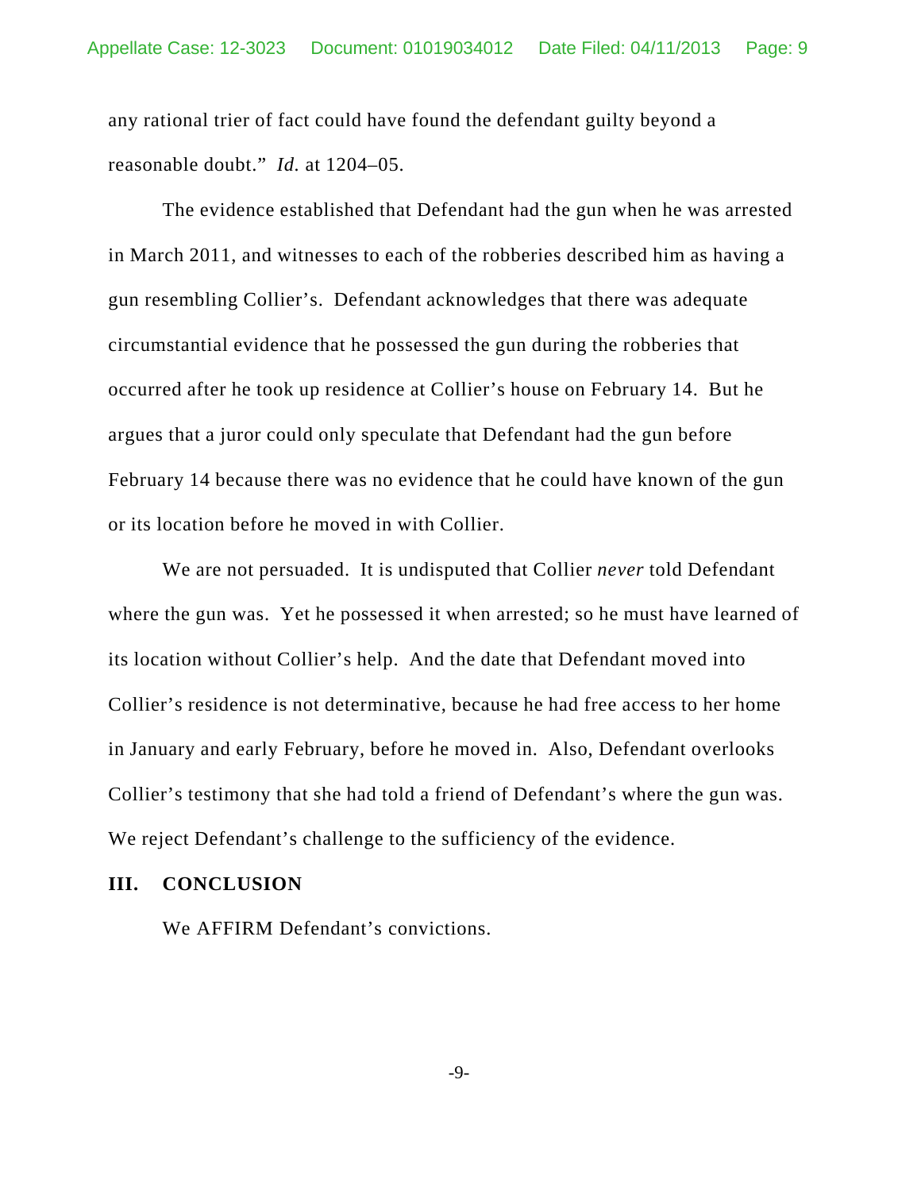any rational trier of fact could have found the defendant guilty beyond a reasonable doubt." *Id.* at 1204–05.

The evidence established that Defendant had the gun when he was arrested in March 2011, and witnesses to each of the robberies described him as having a gun resembling Collier's. Defendant acknowledges that there was adequate circumstantial evidence that he possessed the gun during the robberies that occurred after he took up residence at Collier's house on February 14. But he argues that a juror could only speculate that Defendant had the gun before February 14 because there was no evidence that he could have known of the gun or its location before he moved in with Collier.

We are not persuaded. It is undisputed that Collier *never* told Defendant where the gun was. Yet he possessed it when arrested; so he must have learned of its location without Collier's help. And the date that Defendant moved into Collier's residence is not determinative, because he had free access to her home in January and early February, before he moved in. Also, Defendant overlooks Collier's testimony that she had told a friend of Defendant's where the gun was. We reject Defendant's challenge to the sufficiency of the evidence.

## III. CONCLUSION

We AFFIRM Defendant's convictions.